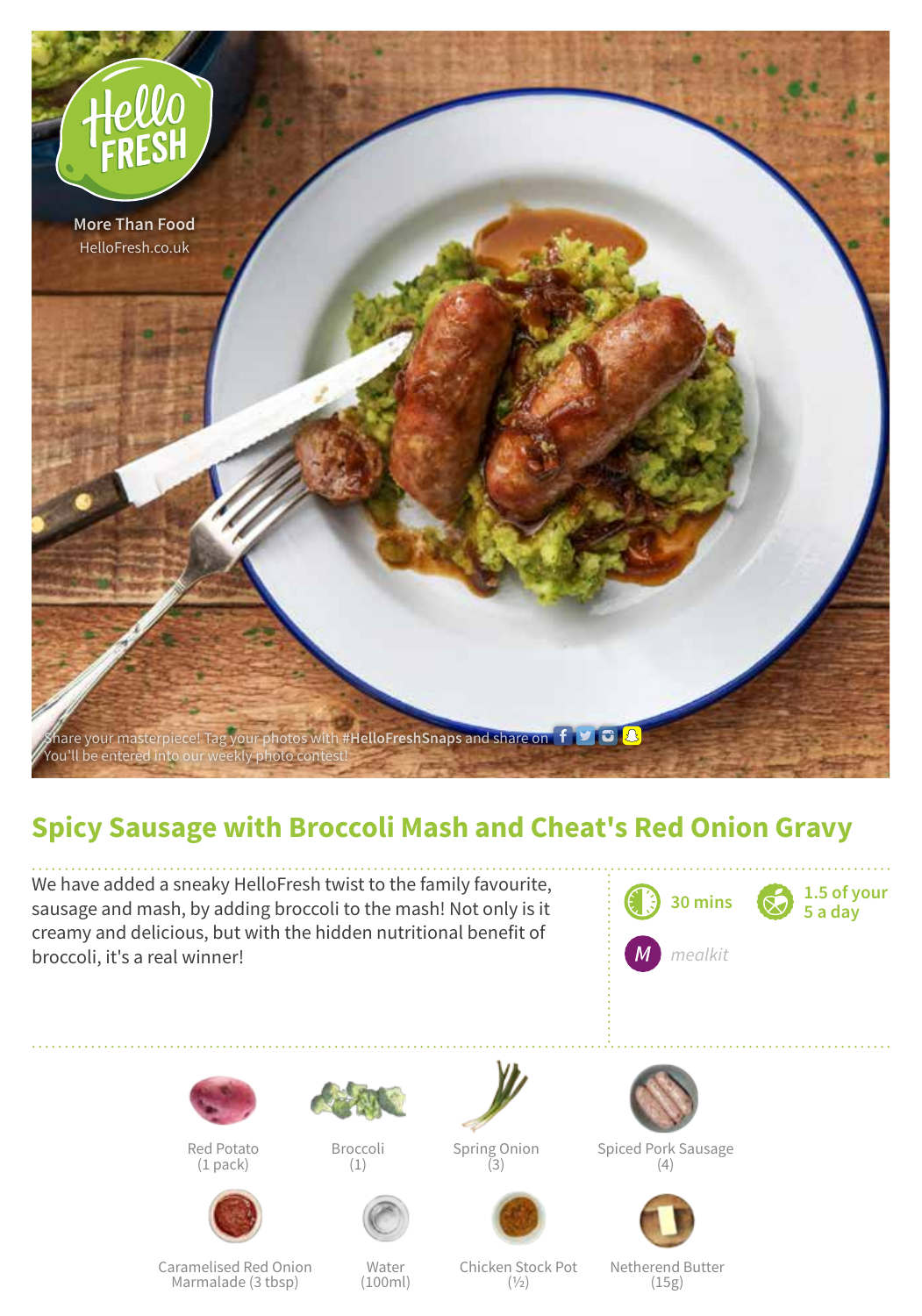More Than Food
HelloFresh.co.uk

Share your masterpiece! Tag your photos with **#HelloFreshSnaps** and share on
You'll be entered into our weekly photo contest!

# Spicy Sausage with Broccoli Mash and Cheat's Red Onion Gravy

We have added a sneaky HelloFresh twist to the family favourite, sausage and mash, by adding broccoli to the mash! Not only is it creamy and delicious, but with the hidden nutritional benefit of broccoli, it's a real winner!

30 mins

1.5 of your 5 a day

*mealkit*

- Red Potato (1 pack)
- Broccoli (1)
- Spring Onion (3)
- Spiced Pork Sausage (4)
- Caramelised Red Onion Marmalade (3 tbsp)
- Water (100ml)
- Chicken Stock Pot (½)
- Netherend Butter (15g)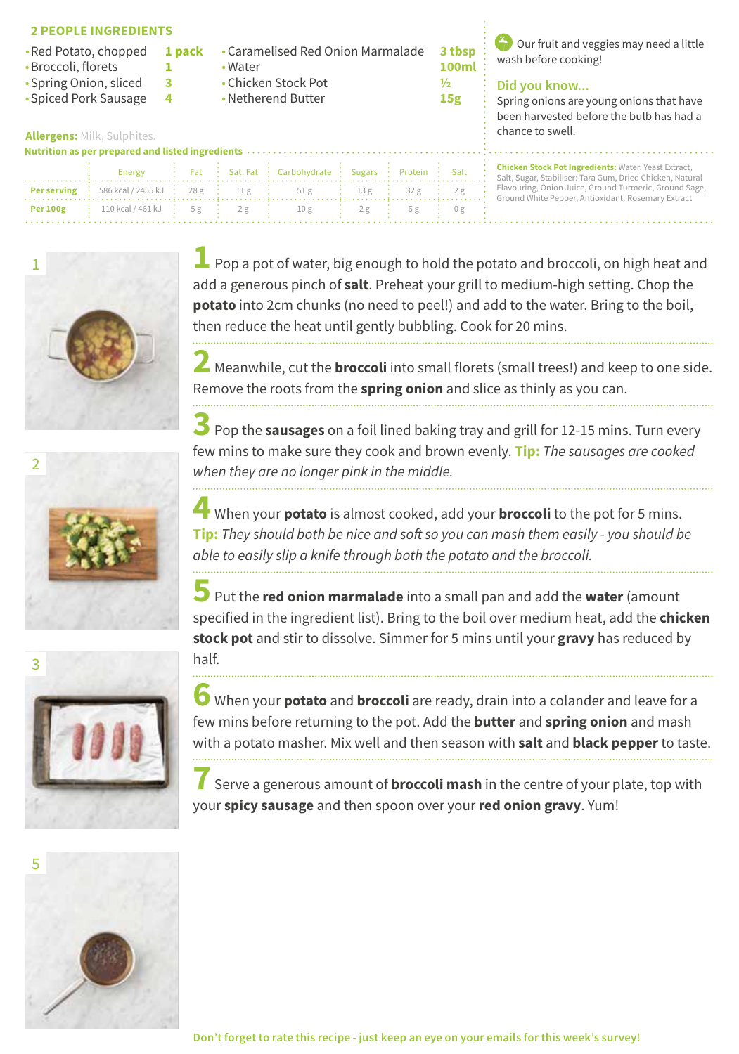## 2 PEOPLE INGREDIENTS

| | | | |
|---|---|---|---|
| • Red Potato, chopped | 1 pack | • Caramelised Red Onion Marmalade | 3 tbsp |
| • Broccoli, florets | 1 | • Water | 100ml |
| • Spring Onion, sliced | 3 | • Chicken Stock Pot | ½ |
| • Spiced Pork Sausage | 4 | • Netherend Butter | 15g |

**Allergens:** Milk, Sulphites.

Our fruit and veggies may need a little wash before cooking!

### Did you know...

Spring onions are young onions that have been harvested before the bulb has had a chance to swell.

**Nutrition as per prepared and listed ingredients**

| | Energy | Fat | Sat. Fat | Carbohydrate | Sugars | Protein | Salt |
|---|---|---|---|---|---|---|---|
| **Per serving** | 586 kcal / 2455 kJ | 28 g | 11 g | 51 g | 13 g | 32 g | 2 g |
| **Per 100g** | 110 kcal / 461 kJ | 5 g | 2 g | 10 g | 2 g | 6 g | 0 g |

**Chicken Stock Pot Ingredients:** Water, Yeast Extract, Salt, Sugar, Stabiliser: Tara Gum, Dried Chicken, Natural Flavouring, Onion Juice, Ground Turmeric, Ground Sage, Ground White Pepper, Antioxidant: Rosemary Extract

**1** Pop a pot of water, big enough to hold the potato and broccoli, on high heat and add a generous pinch of **salt**. Preheat your grill to medium-high setting. Chop the **potato** into 2cm chunks (no need to peel!) and add to the water. Bring to the boil, then reduce the heat until gently bubbling. Cook for 20 mins.

**2** Meanwhile, cut the **broccoli** into small florets (small trees!) and keep to one side. Remove the roots from the **spring onion** and slice as thinly as you can.

**3** Pop the **sausages** on a foil lined baking tray and grill for 12-15 mins. Turn every few mins to make sure they cook and brown evenly. **Tip:** *The sausages are cooked when they are no longer pink in the middle.*

**4** When your **potato** is almost cooked, add your **broccoli** to the pot for 5 mins. **Tip:** *They should both be nice and soft so you can mash them easily - you should be able to easily slip a knife through both the potato and the broccoli.*

**5** Put the **red onion marmalade** into a small pan and add the **water** (amount specified in the ingredient list). Bring to the boil over medium heat, add the **chicken stock pot** and stir to dissolve. Simmer for 5 mins until your **gravy** has reduced by half.

**6** When your **potato** and **broccoli** are ready, drain into a colander and leave for a few mins before returning to the pot. Add the **butter** and **spring onion** and mash with a potato masher. Mix well and then season with **salt** and **black pepper** to taste.

**7** Serve a generous amount of **broccoli mash** in the centre of your plate, top with your **spicy sausage** and then spoon over your **red onion gravy**. Yum!

Don't forget to rate this recipe - just keep an eye on your emails for this week's survey!